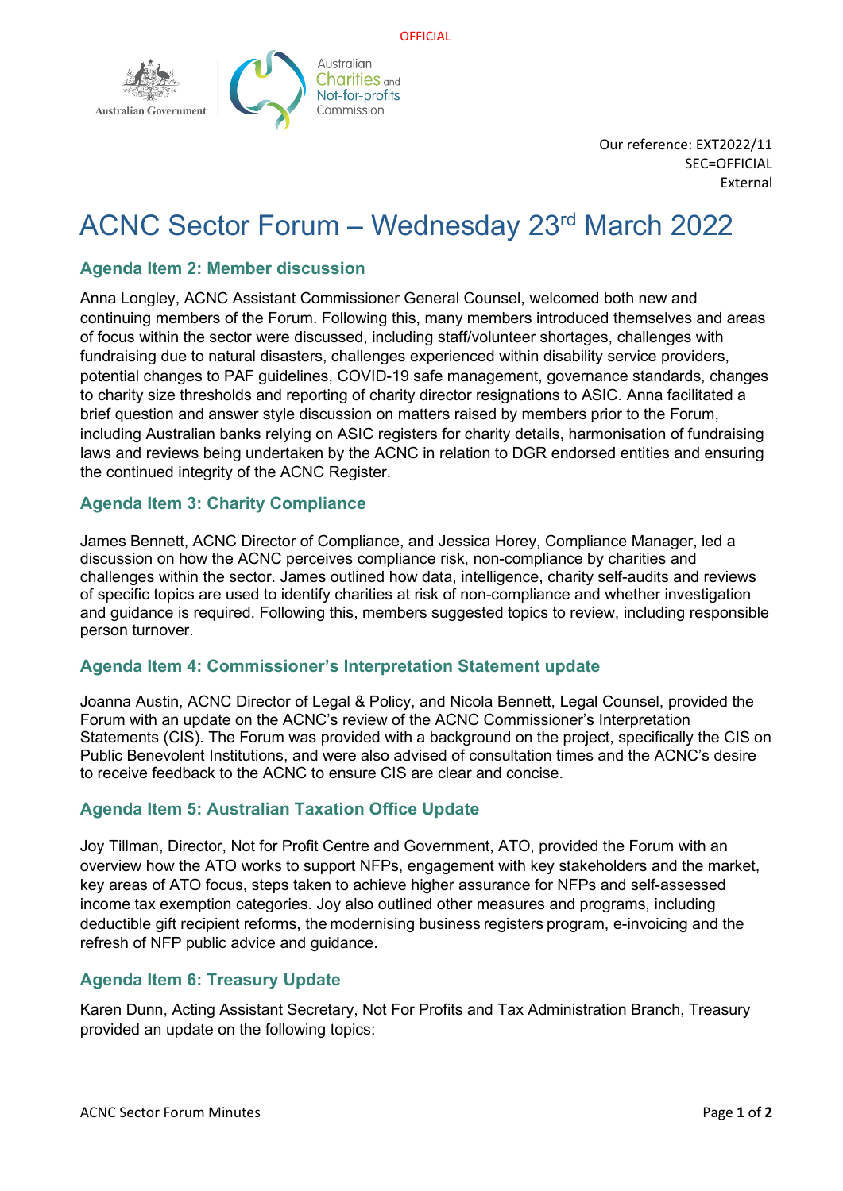OFFICIAL

Our reference: EXT2022/11
SEC=OFFICIAL
External

# ACNC Sector Forum – Wednesday 23rd March 2022

## Agenda Item 2: Member discussion

Anna Longley, ACNC Assistant Commissioner General Counsel, welcomed both new and continuing members of the Forum. Following this, many members introduced themselves and areas of focus within the sector were discussed, including staff/volunteer shortages, challenges with fundraising due to natural disasters, challenges experienced within disability service providers, potential changes to PAF guidelines, COVID-19 safe management, governance standards, changes to charity size thresholds and reporting of charity director resignations to ASIC. Anna facilitated a brief question and answer style discussion on matters raised by members prior to the Forum, including Australian banks relying on ASIC registers for charity details, harmonisation of fundraising laws and reviews being undertaken by the ACNC in relation to DGR endorsed entities and ensuring the continued integrity of the ACNC Register.

## Agenda Item 3: Charity Compliance

James Bennett, ACNC Director of Compliance, and Jessica Horey, Compliance Manager, led a discussion on how the ACNC perceives compliance risk, non-compliance by charities and challenges within the sector. James outlined how data, intelligence, charity self-audits and reviews of specific topics are used to identify charities at risk of non-compliance and whether investigation and guidance is required. Following this, members suggested topics to review, including responsible person turnover.

## Agenda Item 4: Commissioner's Interpretation Statement update

Joanna Austin, ACNC Director of Legal & Policy, and Nicola Bennett, Legal Counsel, provided the Forum with an update on the ACNC's review of the ACNC Commissioner's Interpretation Statements (CIS). The Forum was provided with a background on the project, specifically the CIS on Public Benevolent Institutions, and were also advised of consultation times and the ACNC's desire to receive feedback to the ACNC to ensure CIS are clear and concise.

## Agenda Item 5: Australian Taxation Office Update

Joy Tillman, Director, Not for Profit Centre and Government, ATO, provided the Forum with an overview how the ATO works to support NFPs, engagement with key stakeholders and the market, key areas of ATO focus, steps taken to achieve higher assurance for NFPs and self-assessed income tax exemption categories. Joy also outlined other measures and programs, including deductible gift recipient reforms, the modernising business registers program, e-invoicing and the refresh of NFP public advice and guidance.

## Agenda Item 6: Treasury Update

Karen Dunn, Acting Assistant Secretary, Not For Profits and Tax Administration Branch, Treasury provided an update on the following topics: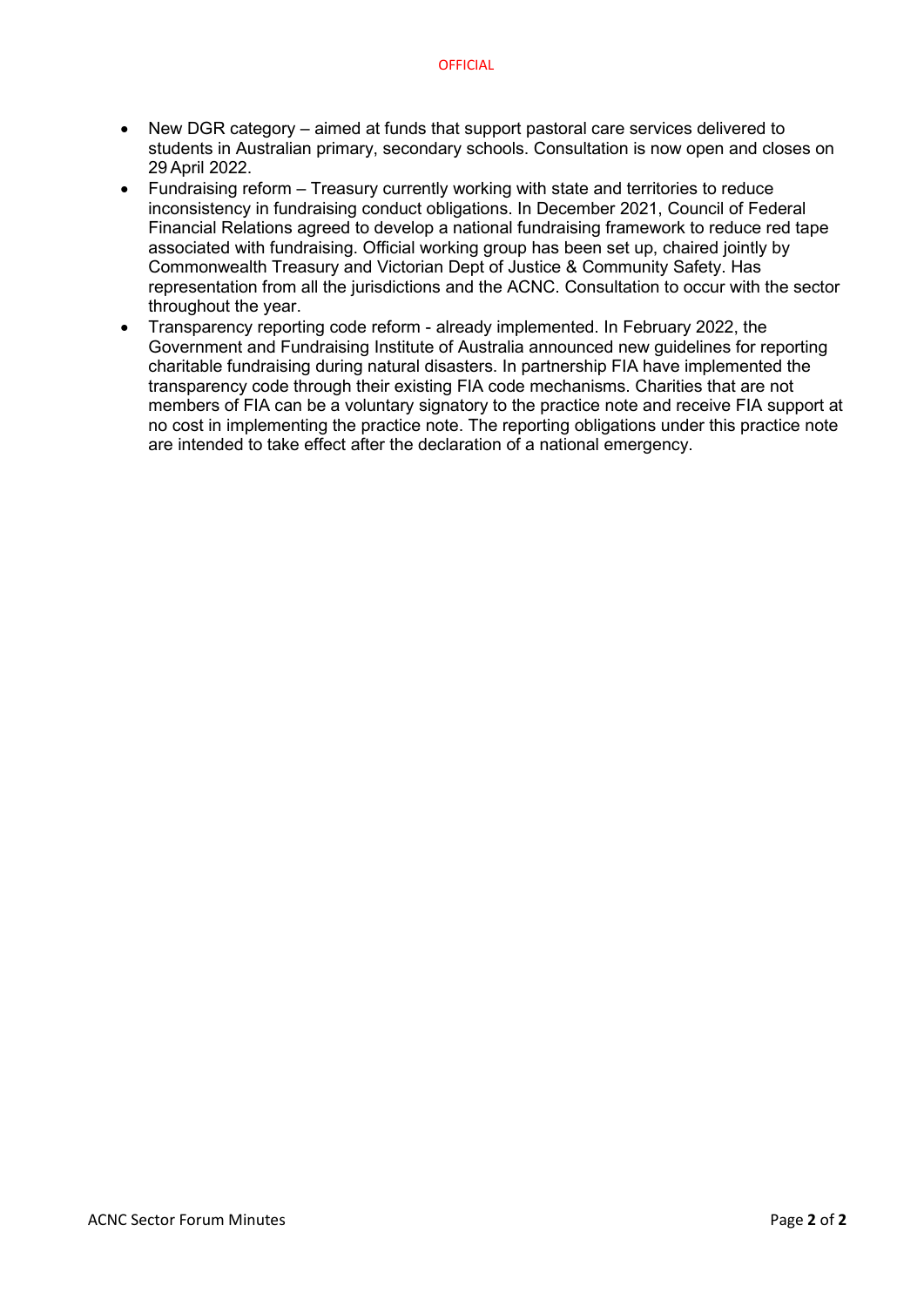- New DGR category – aimed at funds that support pastoral care services delivered to students in Australian primary, secondary schools. Consultation is now open and closes on 29 April 2022.
- Fundraising reform – Treasury currently working with state and territories to reduce inconsistency in fundraising conduct obligations. In December 2021, Council of Federal Financial Relations agreed to develop a national fundraising framework to reduce red tape associated with fundraising. Official working group has been set up, chaired jointly by Commonwealth Treasury and Victorian Dept of Justice & Community Safety. Has representation from all the jurisdictions and the ACNC. Consultation to occur with the sector throughout the year.
- Transparency reporting code reform - already implemented. In February 2022, the Government and Fundraising Institute of Australia announced new guidelines for reporting charitable fundraising during natural disasters. In partnership FIA have implemented the transparency code through their existing FIA code mechanisms. Charities that are not members of FIA can be a voluntary signatory to the practice note and receive FIA support at no cost in implementing the practice note. The reporting obligations under this practice note are intended to take effect after the declaration of a national emergency.